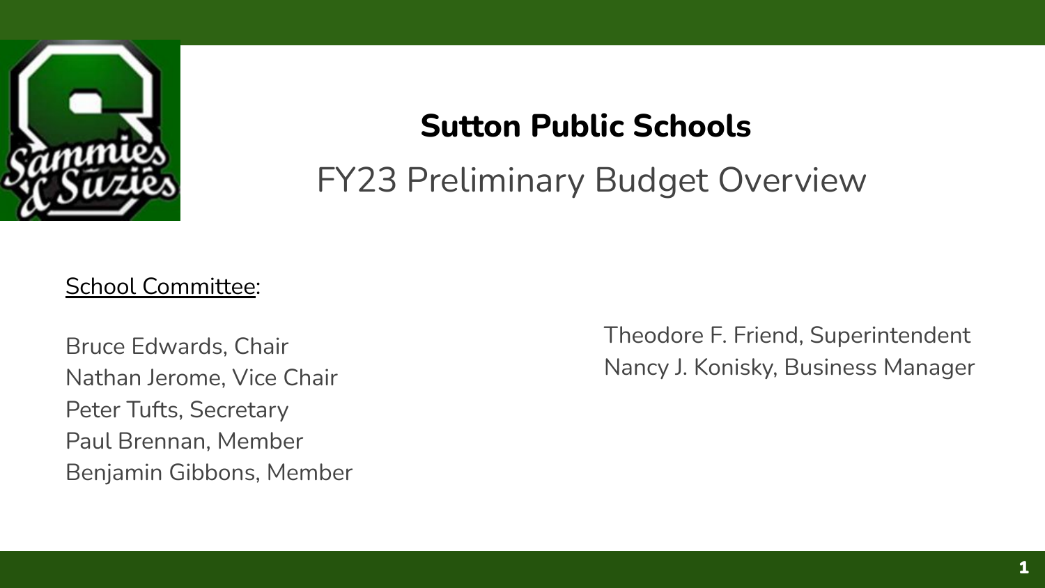# Sutton Public Schools

## FY23 Preliminary Budget Overview

<u>School Committee</u>:

Bruce Edwards, Chair
Nathan Jerome, Vice Chair
Peter Tufts, Secretary
Paul Brennan, Member
Benjamin Gibbons, Member

Theodore F. Friend, Superintendent
Nancy J. Konisky, Business Manager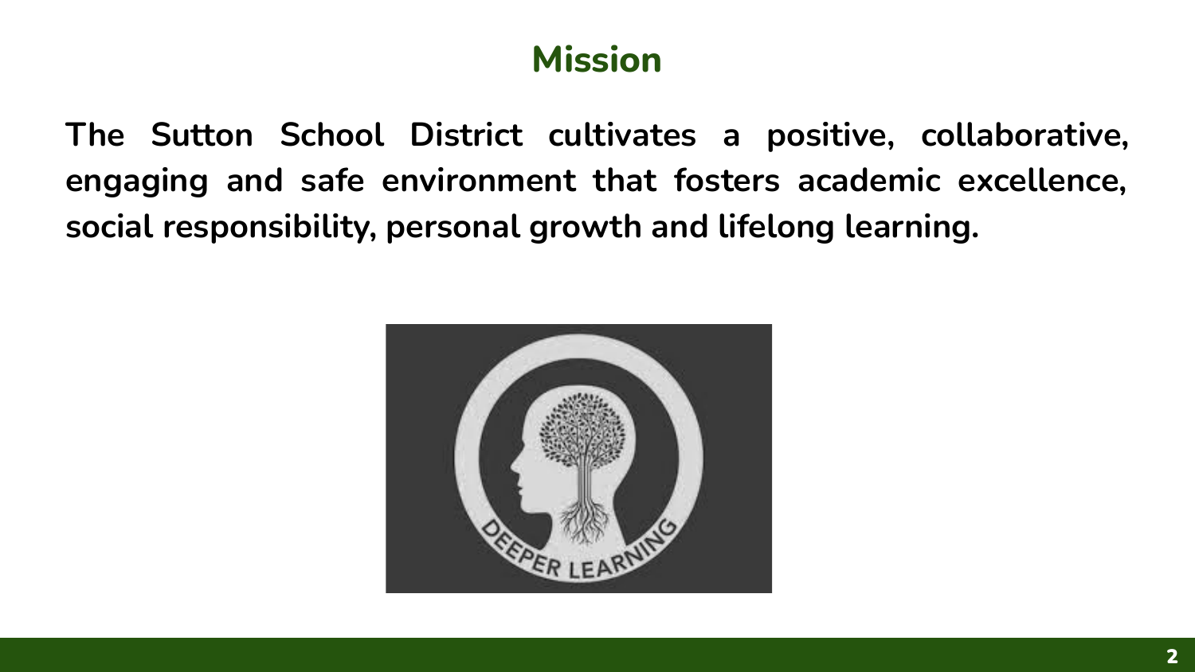# Mission

**The Sutton School District cultivates a positive, collaborative, engaging and safe environment that fosters academic excellence, social responsibility, personal growth and lifelong learning.**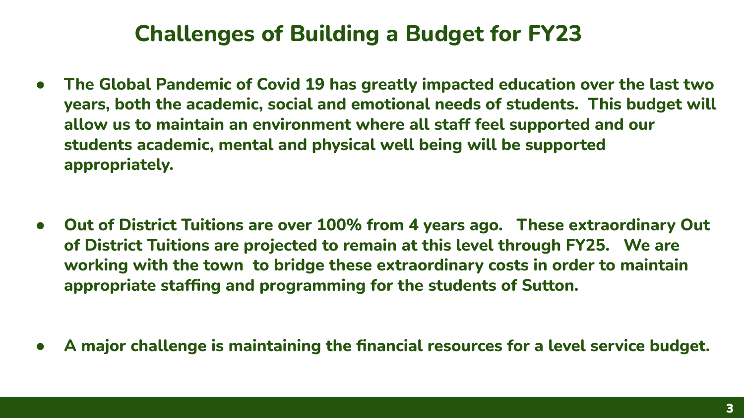# Challenges of Building a Budget for FY23

- **The Global Pandemic of Covid 19 has greatly impacted education over the last two years, both the academic, social and emotional needs of students. This budget will allow us to maintain an environment where all staff feel supported and our students academic, mental and physical well being will be supported appropriately.**

- **Out of District Tuitions are over 100% from 4 years ago. These extraordinary Out of District Tuitions are projected to remain at this level through FY25. We are working with the town to bridge these extraordinary costs in order to maintain appropriate staffing and programming for the students of Sutton.**

- **A major challenge is maintaining the financial resources for a level service budget.**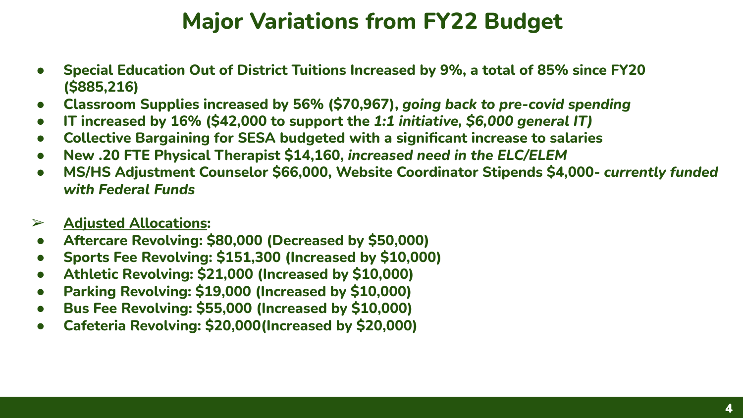# Major Variations from FY22 Budget

- **Special Education Out of District Tuitions Increased by 9%, a total of 85% since FY20 ($885,216)**
- **Classroom Supplies increased by 56% ($70,967),** ***going back to pre-covid spending***
- **IT increased by 16% ($42,000 to support the** ***1:1 initiative, $6,000 general IT)***
- **Collective Bargaining for SESA budgeted with a significant increase to salaries**
- **New .20 FTE Physical Therapist $14,160,** ***increased need in the ELC/ELEM***
- **MS/HS Adjustment Counselor $66,000, Website Coordinator Stipends $4,000-** ***currently funded with Federal Funds***

➢ **<u>Adjusted Allocations</u>:**

- **Aftercare Revolving: $80,000 (Decreased by $50,000)**
- **Sports Fee Revolving: $151,300 (Increased by $10,000)**
- **Athletic Revolving: $21,000 (Increased by $10,000)**
- **Parking Revolving: $19,000 (Increased by $10,000)**
- **Bus Fee Revolving: $55,000 (Increased by $10,000)**
- **Cafeteria Revolving: $20,000(Increased by $20,000)**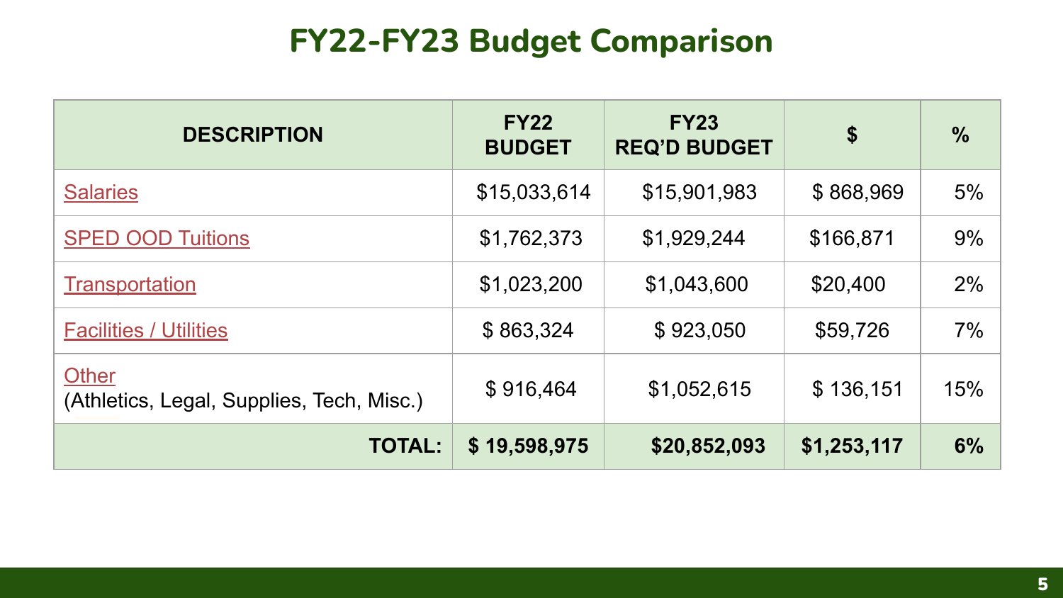# FY22-FY23 Budget Comparison

| DESCRIPTION | FY22 BUDGET | FY23 REQ'D BUDGET | $ | % |
|---|---|---|---|---|
| Salaries | $15,033,614 | $15,901,983 | $ 868,969 | 5% |
| SPED OOD Tuitions | $1,762,373 | $1,929,244 | $166,871 | 9% |
| Transportation | $1,023,200 | $1,043,600 | $20,400 | 2% |
| Facilities / Utilities | $ 863,324 | $ 923,050 | $59,726 | 7% |
| Other (Athletics, Legal, Supplies, Tech, Misc.) | $ 916,464 | $1,052,615 | $ 136,151 | 15% |
| **TOTAL:** | **$ 19,598,975** | **$20,852,093** | **$1,253,117** | **6%** |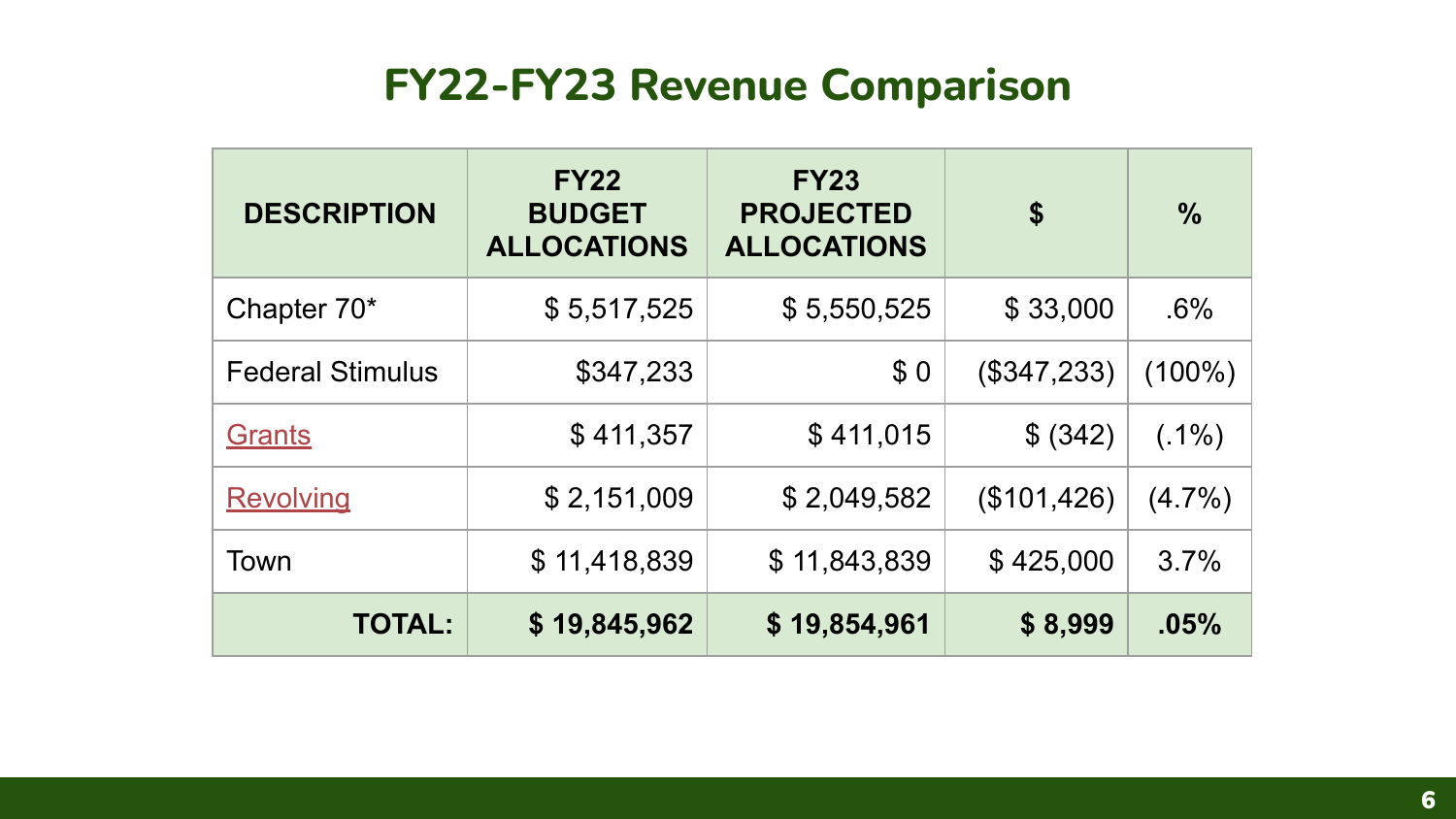# FY22-FY23 Revenue Comparison

| DESCRIPTION | FY22 BUDGET ALLOCATIONS | FY23 PROJECTED ALLOCATIONS | $ | % |
|---|---|---|---|---|
| Chapter 70* | $ 5,517,525 | $ 5,550,525 | $ 33,000 | .6% |
| Federal Stimulus | $347,233 | $ 0 | ($347,233) | (100%) |
| Grants | $ 411,357 | $ 411,015 | $ (342) | (.1%) |
| Revolving | $ 2,151,009 | $ 2,049,582 | ($101,426) | (4.7%) |
| Town | $ 11,418,839 | $ 11,843,839 | $ 425,000 | 3.7% |
| **TOTAL:** | **$ 19,845,962** | **$ 19,854,961** | **$ 8,999** | **.05%** |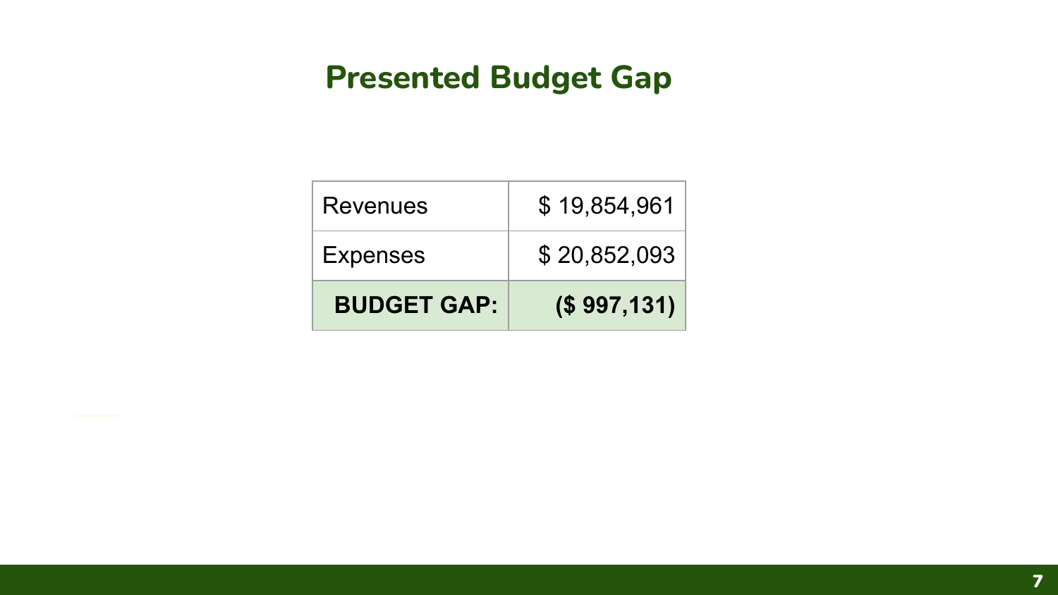# Presented Budget Gap

| | |
|---|---|
| Revenues | $ 19,854,961 |
| Expenses | $ 20,852,093 |
| **BUDGET GAP:** | **($ 997,131)** |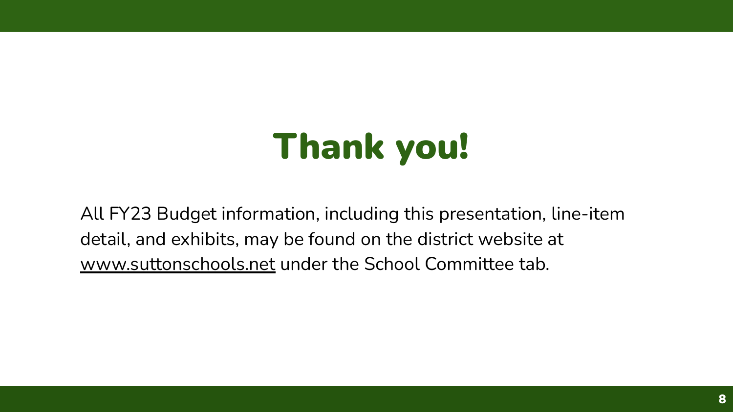# Thank you!

All FY23 Budget information, including this presentation, line-item detail, and exhibits, may be found on the district website at www.suttonschools.net under the School Committee tab.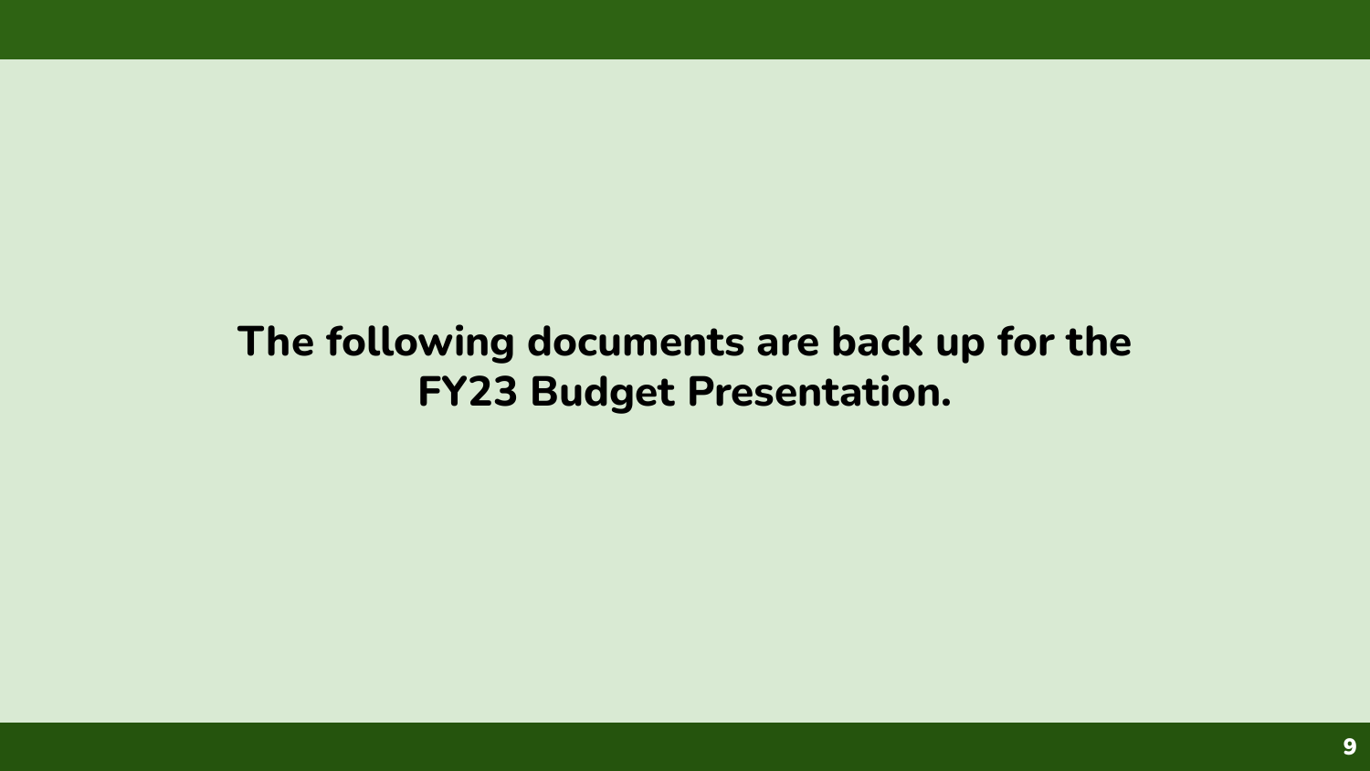**The following documents are back up for the FY23 Budget Presentation.**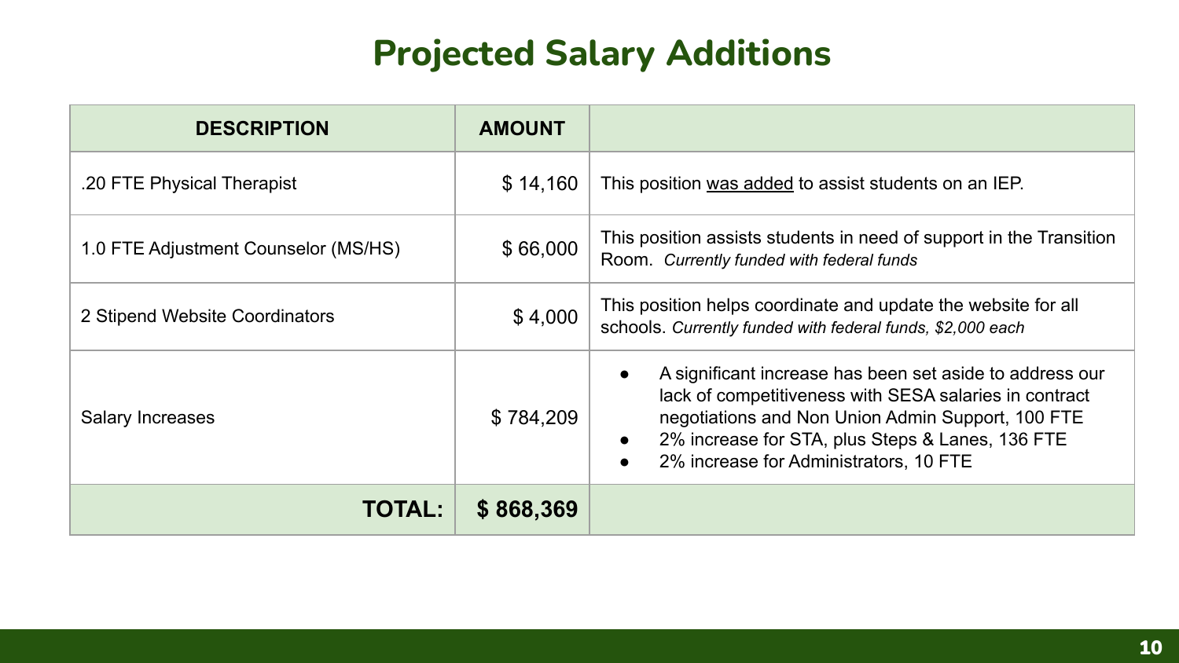# Projected Salary Additions

| DESCRIPTION | AMOUNT | |
|---|---|---|
| .20 FTE Physical Therapist | $ 14,160 | This position <u>was added</u> to assist students on an IEP. |
| 1.0 FTE Adjustment Counselor (MS/HS) | $ 66,000 | This position assists students in need of support in the Transition Room. *Currently funded with federal funds* |
| 2 Stipend Website Coordinators | $ 4,000 | This position helps coordinate and update the website for all schools. *Currently funded with federal funds, $2,000 each* |
| Salary Increases | $ 784,209 | • A significant increase has been set aside to address our lack of competitiveness with SESA salaries in contract negotiations and Non Union Admin Support, 100 FTE<br>• 2% increase for STA, plus Steps & Lanes, 136 FTE<br>• 2% increase for Administrators, 10 FTE |
| **TOTAL:** | **$ 868,369** | |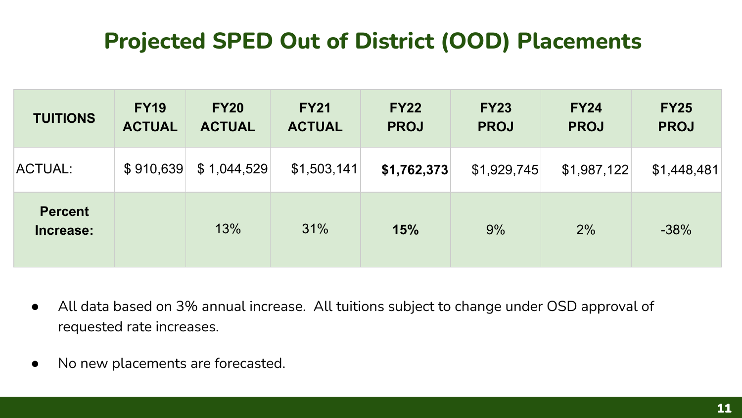# Projected SPED Out of District (OOD) Placements

| TUITIONS | FY19 ACTUAL | FY20 ACTUAL | FY21 ACTUAL | FY22 PROJ | FY23 PROJ | FY24 PROJ | FY25 PROJ |
|---|---|---|---|---|---|---|---|
| ACTUAL: | $ 910,639 | $ 1,044,529 | $1,503,141 | **$1,762,373** | $1,929,745 | $1,987,122 | $1,448,481 |
| **Percent Increase:** | | 13% | 31% | **15%** | 9% | 2% | -38% |

- All data based on 3% annual increase. All tuitions subject to change under OSD approval of requested rate increases.
- No new placements are forecasted.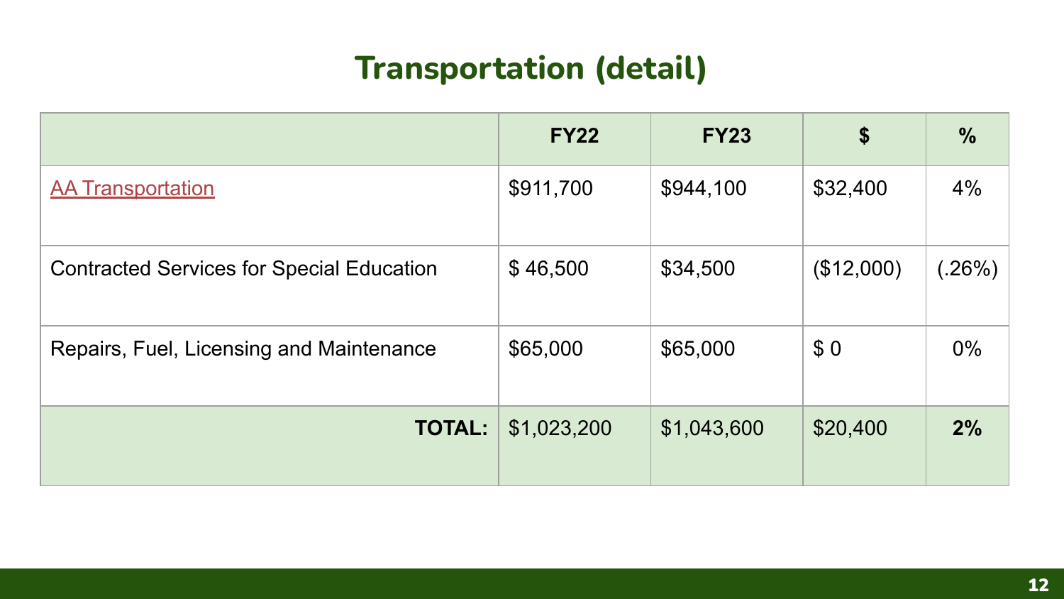# Transportation (detail)

| | FY22 | FY23 | $ | % |
|---|---|---|---|---|
| AA Transportation | $911,700 | $944,100 | $32,400 | 4% |
| Contracted Services for Special Education | $ 46,500 | $34,500 | ($12,000) | (.26%) |
| Repairs, Fuel, Licensing and Maintenance | $65,000 | $65,000 | $ 0 | 0% |
| **TOTAL:** | $1,023,200 | $1,043,600 | $20,400 | **2%** |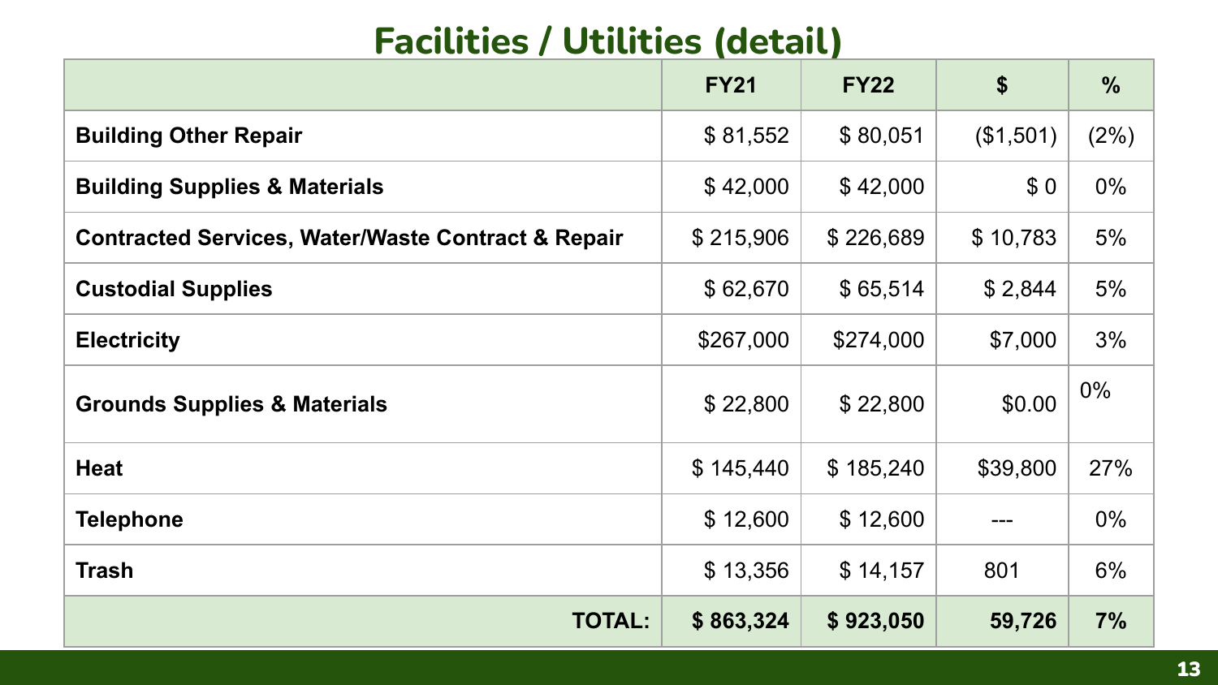# Facilities / Utilities (detail)

| | FY21 | FY22 | $ | % |
|---|---|---|---|---|
| **Building Other Repair** | $ 81,552 | $ 80,051 | ($1,501) | (2%) |
| **Building Supplies & Materials** | $ 42,000 | $ 42,000 | $ 0 | 0% |
| **Contracted Services, Water/Waste Contract & Repair** | $ 215,906 | $ 226,689 | $ 10,783 | 5% |
| **Custodial Supplies** | $ 62,670 | $ 65,514 | $ 2,844 | 5% |
| **Electricity** | $267,000 | $274,000 | $7,000 | 3% |
| **Grounds Supplies & Materials** | $ 22,800 | $ 22,800 | $0.00 | 0% |
| **Heat** | $ 145,440 | $ 185,240 | $39,800 | 27% |
| **Telephone** | $ 12,600 | $ 12,600 | --- | 0% |
| **Trash** | $ 13,356 | $ 14,157 | 801 | 6% |
| **TOTAL:** | **$ 863,324** | **$ 923,050** | **59,726** | **7%** |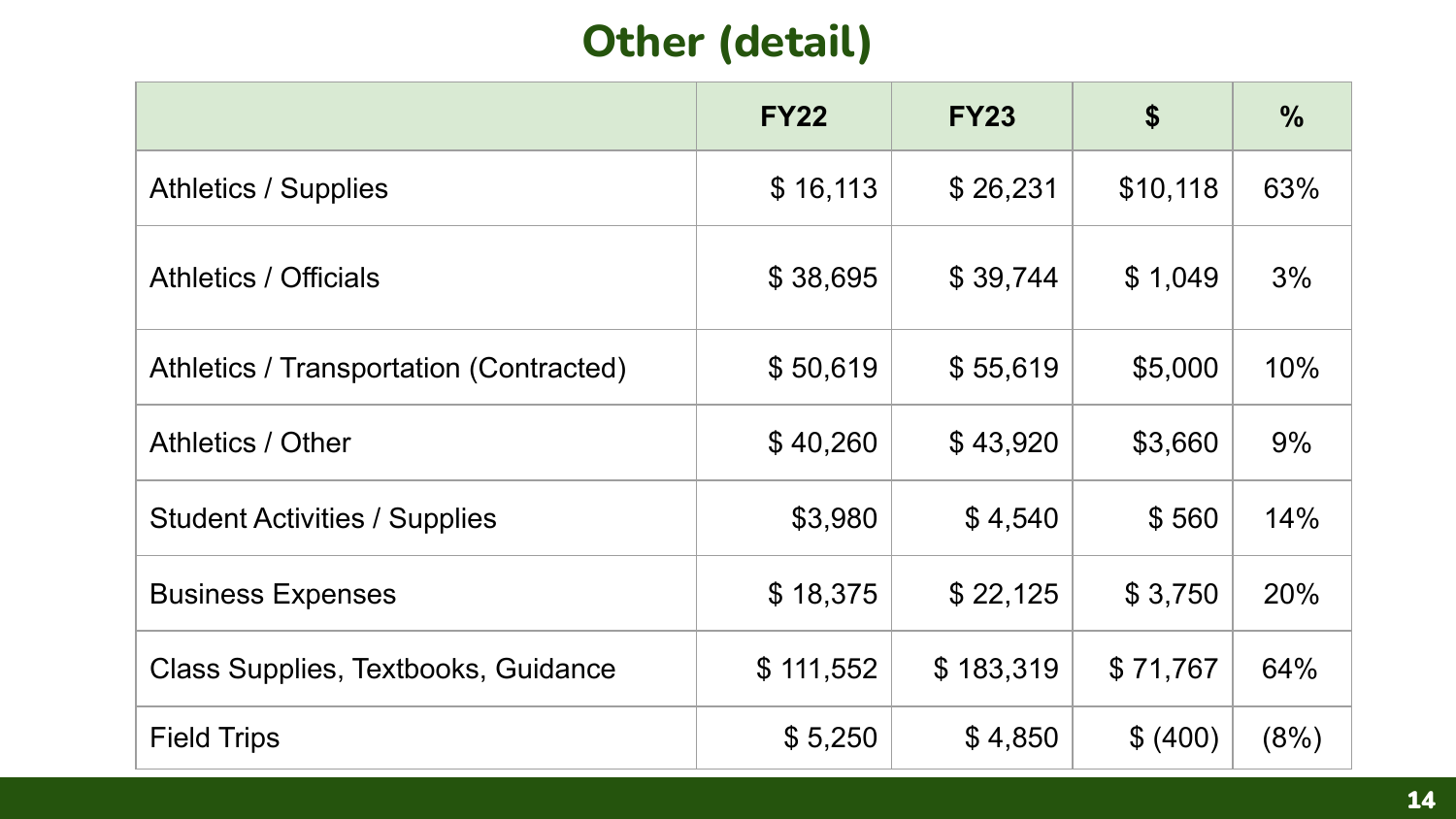# Other (detail)

| | FY22 | FY23 | $ | % |
|---|---|---|---|---|
| Athletics / Supplies | $ 16,113 | $ 26,231 | $10,118 | 63% |
| Athletics / Officials | $ 38,695 | $ 39,744 | $ 1,049 | 3% |
| Athletics / Transportation (Contracted) | $ 50,619 | $ 55,619 | $5,000 | 10% |
| Athletics / Other | $ 40,260 | $ 43,920 | $3,660 | 9% |
| Student Activities / Supplies | $3,980 | $ 4,540 | $ 560 | 14% |
| Business Expenses | $ 18,375 | $ 22,125 | $ 3,750 | 20% |
| Class Supplies, Textbooks, Guidance | $ 111,552 | $ 183,319 | $ 71,767 | 64% |
| Field Trips | $ 5,250 | $ 4,850 | $ (400) | (8%) |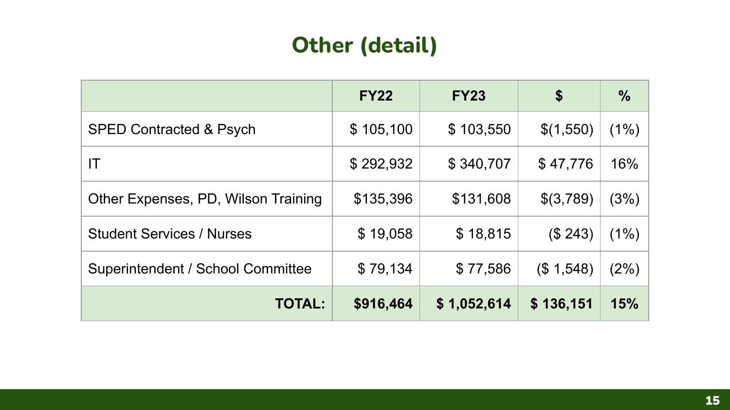# Other (detail)

| | FY22 | FY23 | $ | % |
|---|---|---|---|---|
| SPED Contracted & Psych | $ 105,100 | $ 103,550 | $(1,550) | (1%) |
| IT | $ 292,932 | $ 340,707 | $ 47,776 | 16% |
| Other Expenses, PD, Wilson Training | $135,396 | $131,608 | $(3,789) | (3%) |
| Student Services / Nurses | $ 19,058 | $ 18,815 | ($ 243) | (1%) |
| Superintendent / School Committee | $ 79,134 | $ 77,586 | ($ 1,548) | (2%) |
| **TOTAL:** | **$916,464** | **$ 1,052,614** | **$ 136,151** | **15%** |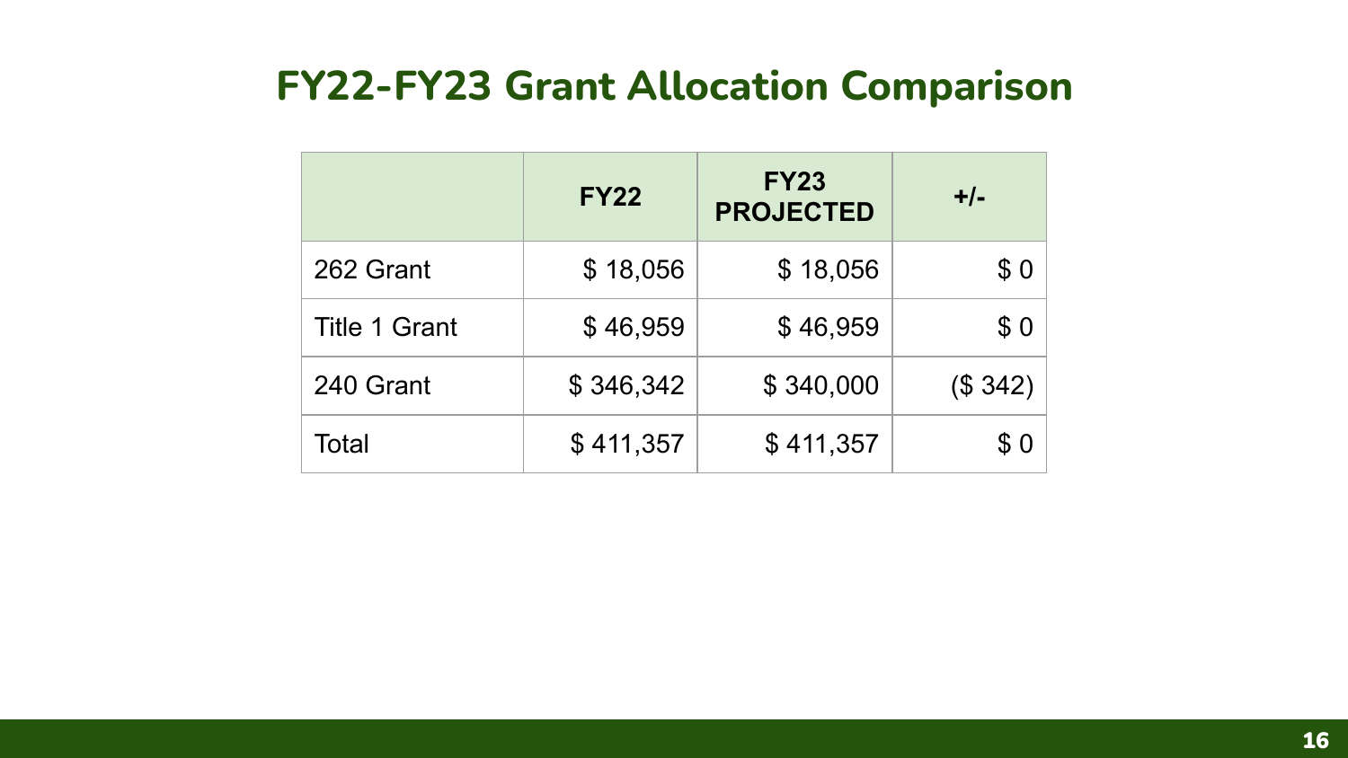# FY22-FY23 Grant Allocation Comparison

| | FY22 | FY23 PROJECTED | +/- |
|---|---|---|---|
| 262 Grant | $ 18,056 | $ 18,056 | $ 0 |
| Title 1 Grant | $ 46,959 | $ 46,959 | $ 0 |
| 240 Grant | $ 346,342 | $ 340,000 | ($ 342) |
| Total | $ 411,357 | $ 411,357 | $ 0 |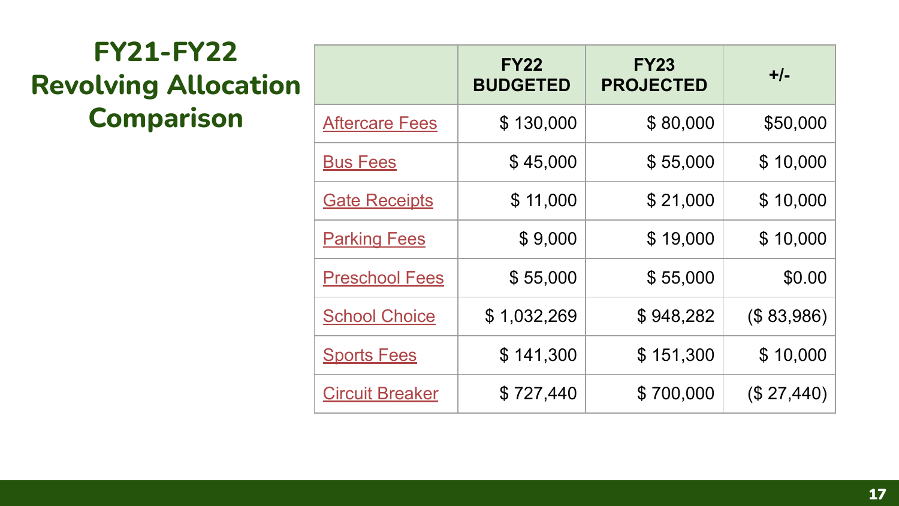# FY21-FY22 Revolving Allocation Comparison

| | FY22 BUDGETED | FY23 PROJECTED | +/- |
|---|---|---|---|
| Aftercare Fees | $ 130,000 | $ 80,000 | $50,000 |
| Bus Fees | $ 45,000 | $ 55,000 | $ 10,000 |
| Gate Receipts | $ 11,000 | $ 21,000 | $ 10,000 |
| Parking Fees | $ 9,000 | $ 19,000 | $ 10,000 |
| Preschool Fees | $ 55,000 | $ 55,000 | $0.00 |
| School Choice | $ 1,032,269 | $ 948,282 | ($ 83,986) |
| Sports Fees | $ 141,300 | $ 151,300 | $ 10,000 |
| Circuit Breaker | $ 727,440 | $ 700,000 | ($ 27,440) |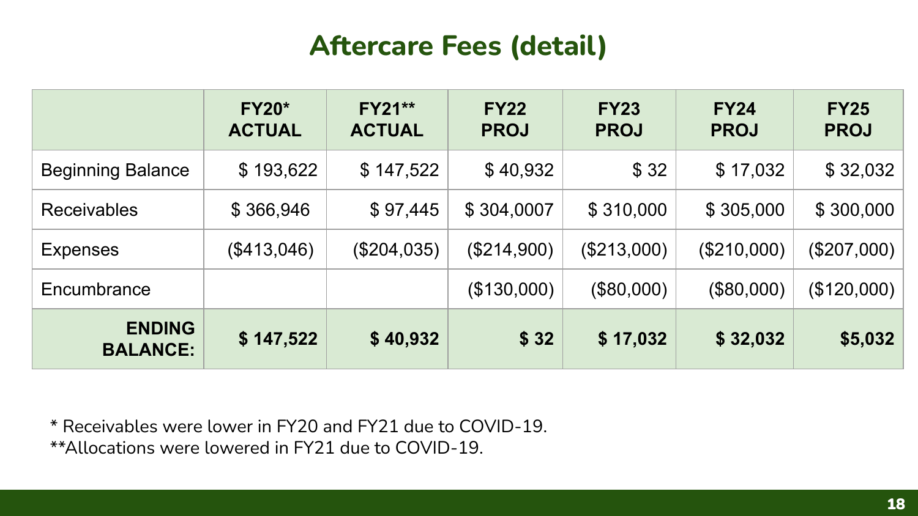# Aftercare Fees (detail)

| | FY20* ACTUAL | FY21** ACTUAL | FY22 PROJ | FY23 PROJ | FY24 PROJ | FY25 PROJ |
|---|---|---|---|---|---|---|
| Beginning Balance | $ 193,622 | $ 147,522 | $ 40,932 | $ 32 | $ 17,032 | $ 32,032 |
| Receivables | $ 366,946 | $ 97,445 | $ 304,0007 | $ 310,000 | $ 305,000 | $ 300,000 |
| Expenses | ($413,046) | ($204,035) | ($214,900) | ($213,000) | ($210,000) | ($207,000) |
| Encumbrance | | | ($130,000) | ($80,000) | ($80,000) | ($120,000) |
| **ENDING BALANCE:** | **$ 147,522** | **$ 40,932** | **$ 32** | **$ 17,032** | **$ 32,032** | **$5,032** |

* Receivables were lower in FY20 and FY21 due to COVID-19.

**Allocations were lowered in FY21 due to COVID-19.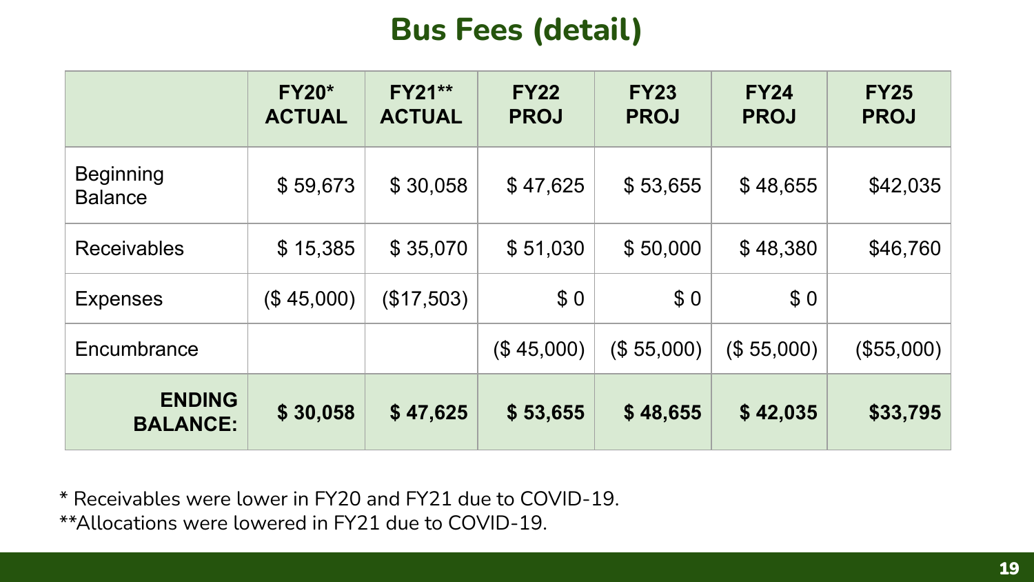# Bus Fees (detail)

| | FY20* ACTUAL | FY21** ACTUAL | FY22 PROJ | FY23 PROJ | FY24 PROJ | FY25 PROJ |
|---|---|---|---|---|---|---|
| Beginning Balance | $ 59,673 | $ 30,058 | $ 47,625 | $ 53,655 | $ 48,655 | $42,035 |
| Receivables | $ 15,385 | $ 35,070 | $ 51,030 | $ 50,000 | $ 48,380 | $46,760 |
| Expenses | ($ 45,000) | ($17,503) | $ 0 | $ 0 | $ 0 | |
| Encumbrance | | | ($ 45,000) | ($ 55,000) | ($ 55,000) | ($55,000) |
| **ENDING BALANCE:** | **$ 30,058** | **$ 47,625** | **$ 53,655** | **$ 48,655** | **$ 42,035** | **$33,795** |

* Receivables were lower in FY20 and FY21 due to COVID-19.

**Allocations were lowered in FY21 due to COVID-19.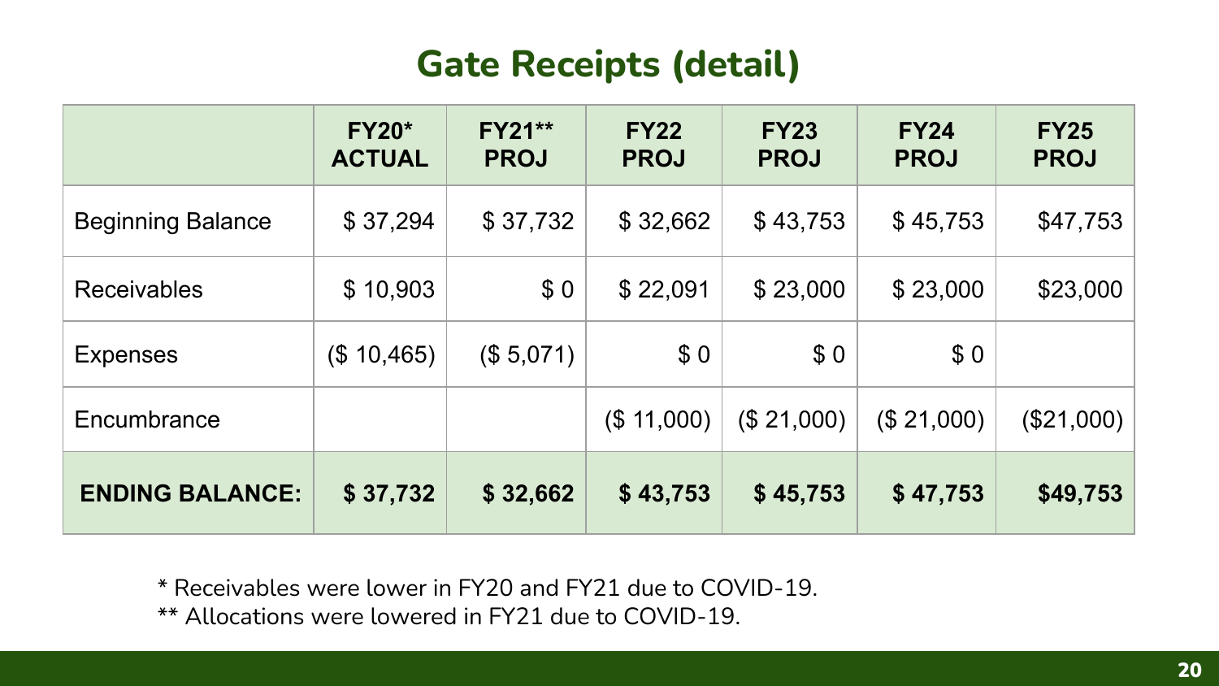## Gate Receipts (detail)

| | FY20* ACTUAL | FY21** PROJ | FY22 PROJ | FY23 PROJ | FY24 PROJ | FY25 PROJ |
|---|---|---|---|---|---|---|
| Beginning Balance | $ 37,294 | $ 37,732 | $ 32,662 | $ 43,753 | $ 45,753 | $47,753 |
| Receivables | $ 10,903 | $ 0 | $ 22,091 | $ 23,000 | $ 23,000 | $23,000 |
| Expenses | ($ 10,465) | ($ 5,071) | $ 0 | $ 0 | $ 0 | |
| Encumbrance | | | ($ 11,000) | ($ 21,000) | ($ 21,000) | ($21,000) |
| **ENDING BALANCE:** | **$ 37,732** | **$ 32,662** | **$ 43,753** | **$ 45,753** | **$ 47,753** | **$49,753** |

* Receivables were lower in FY20 and FY21 due to COVID-19.
** Allocations were lowered in FY21 due to COVID-19.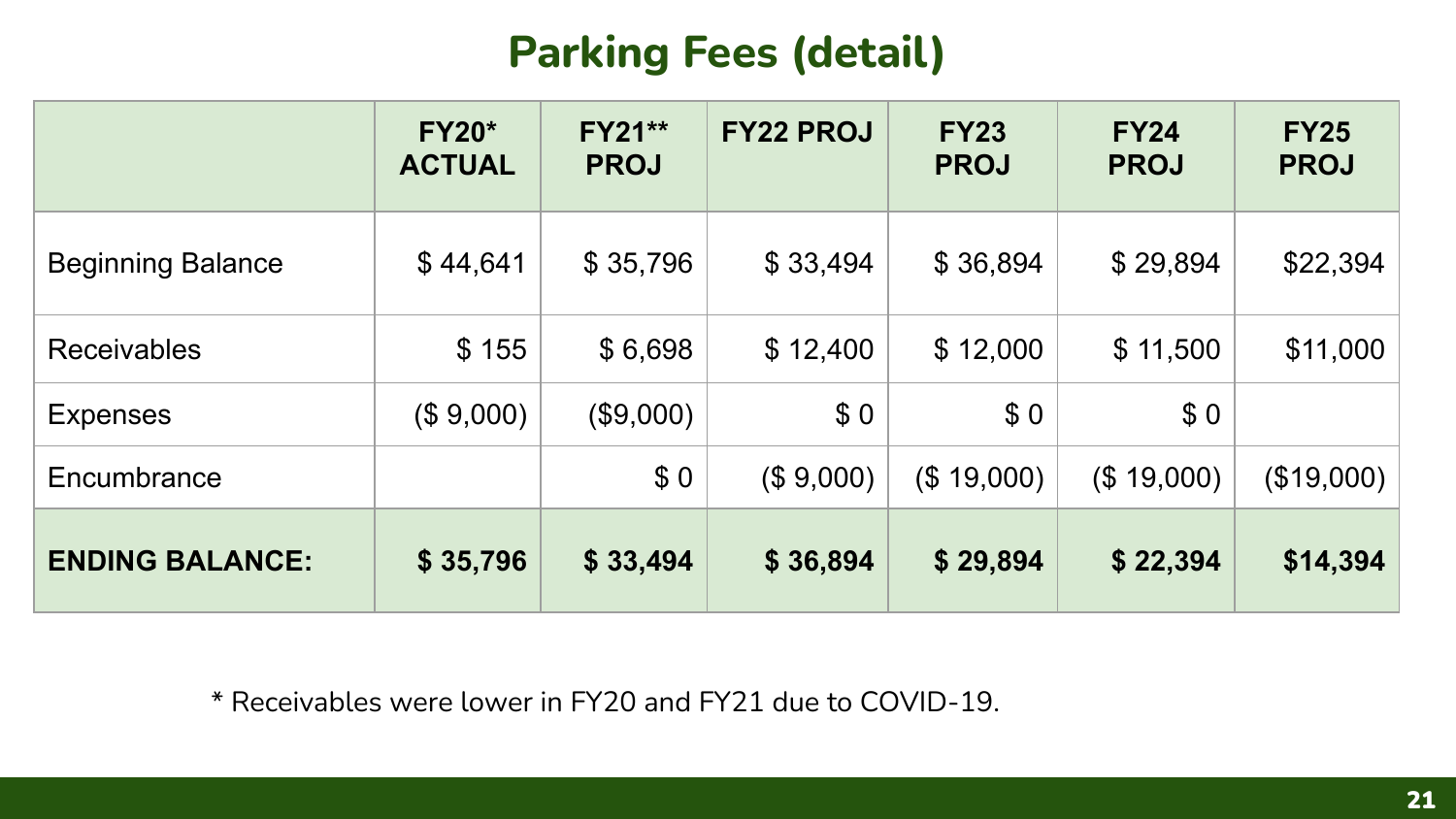# Parking Fees (detail)

| | FY20* ACTUAL | FY21** PROJ | FY22 PROJ | FY23 PROJ | FY24 PROJ | FY25 PROJ |
|---|---|---|---|---|---|---|
| Beginning Balance | $ 44,641 | $ 35,796 | $ 33,494 | $ 36,894 | $ 29,894 | $22,394 |
| Receivables | $ 155 | $ 6,698 | $ 12,400 | $ 12,000 | $ 11,500 | $11,000 |
| Expenses | ($ 9,000) | ($9,000) | $ 0 | $ 0 | $ 0 | |
| Encumbrance | | $ 0 | ($ 9,000) | ($ 19,000) | ($ 19,000) | ($19,000) |
| **ENDING BALANCE:** | **$ 35,796** | **$ 33,494** | **$ 36,894** | **$ 29,894** | **$ 22,394** | **$14,394** |

* Receivables were lower in FY20 and FY21 due to COVID-19.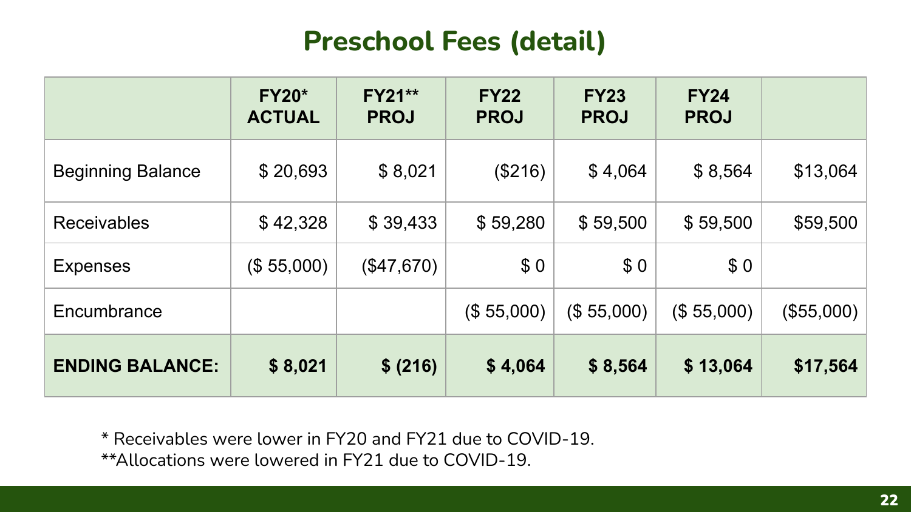# Preschool Fees (detail)

| | FY20* ACTUAL | FY21** PROJ | FY22 PROJ | FY23 PROJ | FY24 PROJ | |
|---|---|---|---|---|---|---|
| Beginning Balance | $ 20,693 | $ 8,021 | ($216) | $ 4,064 | $ 8,564 | $13,064 |
| Receivables | $ 42,328 | $ 39,433 | $ 59,280 | $ 59,500 | $ 59,500 | $59,500 |
| Expenses | ($ 55,000) | ($47,670) | $ 0 | $ 0 | $ 0 | |
| Encumbrance | | | ($ 55,000) | ($ 55,000) | ($ 55,000) | ($55,000) |
| **ENDING BALANCE:** | **$ 8,021** | **$ (216)** | **$ 4,064** | **$ 8,564** | **$ 13,064** | **$17,564** |

* Receivables were lower in FY20 and FY21 due to COVID-19.

**Allocations were lowered in FY21 due to COVID-19.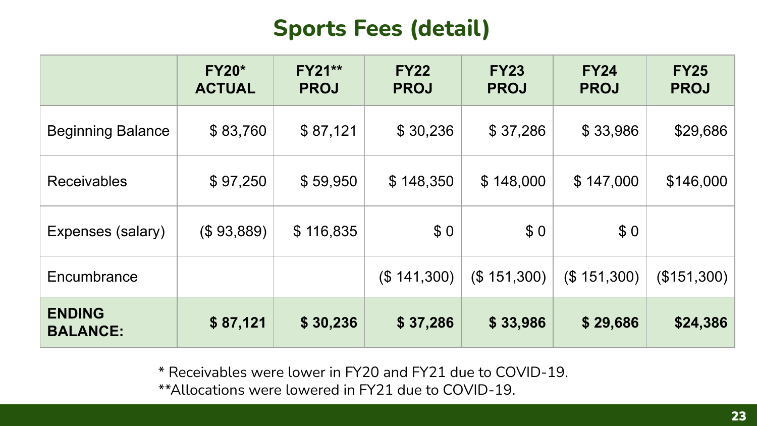# Sports Fees (detail)

| | FY20* ACTUAL | FY21** PROJ | FY22 PROJ | FY23 PROJ | FY24 PROJ | FY25 PROJ |
|---|---|---|---|---|---|---|
| Beginning Balance | $ 83,760 | $ 87,121 | $ 30,236 | $ 37,286 | $ 33,986 | $29,686 |
| Receivables | $ 97,250 | $ 59,950 | $ 148,350 | $ 148,000 | $ 147,000 | $146,000 |
| Expenses (salary) | ($ 93,889) | $ 116,835 | $ 0 | $ 0 | $ 0 | |
| Encumbrance | | | ($ 141,300) | ($ 151,300) | ($ 151,300) | ($151,300) |
| **ENDING BALANCE:** | **$ 87,121** | **$ 30,236** | **$ 37,286** | **$ 33,986** | **$ 29,686** | **$24,386** |

* Receivables were lower in FY20 and FY21 due to COVID-19.

**Allocations were lowered in FY21 due to COVID-19.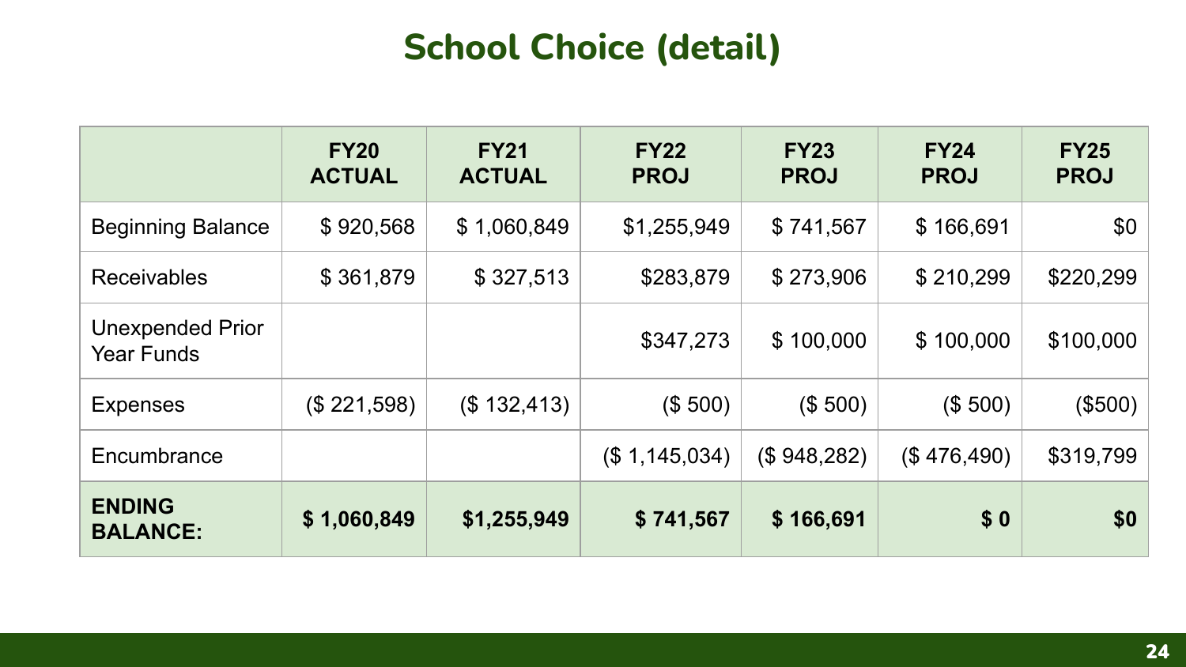# School Choice (detail)

| | FY20 ACTUAL | FY21 ACTUAL | FY22 PROJ | FY23 PROJ | FY24 PROJ | FY25 PROJ |
|---|---|---|---|---|---|---|
| Beginning Balance | $ 920,568 | $ 1,060,849 | $1,255,949 | $ 741,567 | $ 166,691 | $0 |
| Receivables | $ 361,879 | $ 327,513 | $283,879 | $ 273,906 | $ 210,299 | $220,299 |
| Unexpended Prior Year Funds | | | $347,273 | $ 100,000 | $ 100,000 | $100,000 |
| Expenses | ($ 221,598) | ($ 132,413) | ($ 500) | ($ 500) | ($ 500) | ($500) |
| Encumbrance | | | ($ 1,145,034) | ($ 948,282) | ($ 476,490) | $319,799 |
| **ENDING BALANCE:** | **$ 1,060,849** | **$1,255,949** | **$ 741,567** | **$ 166,691** | **$ 0** | **$0** |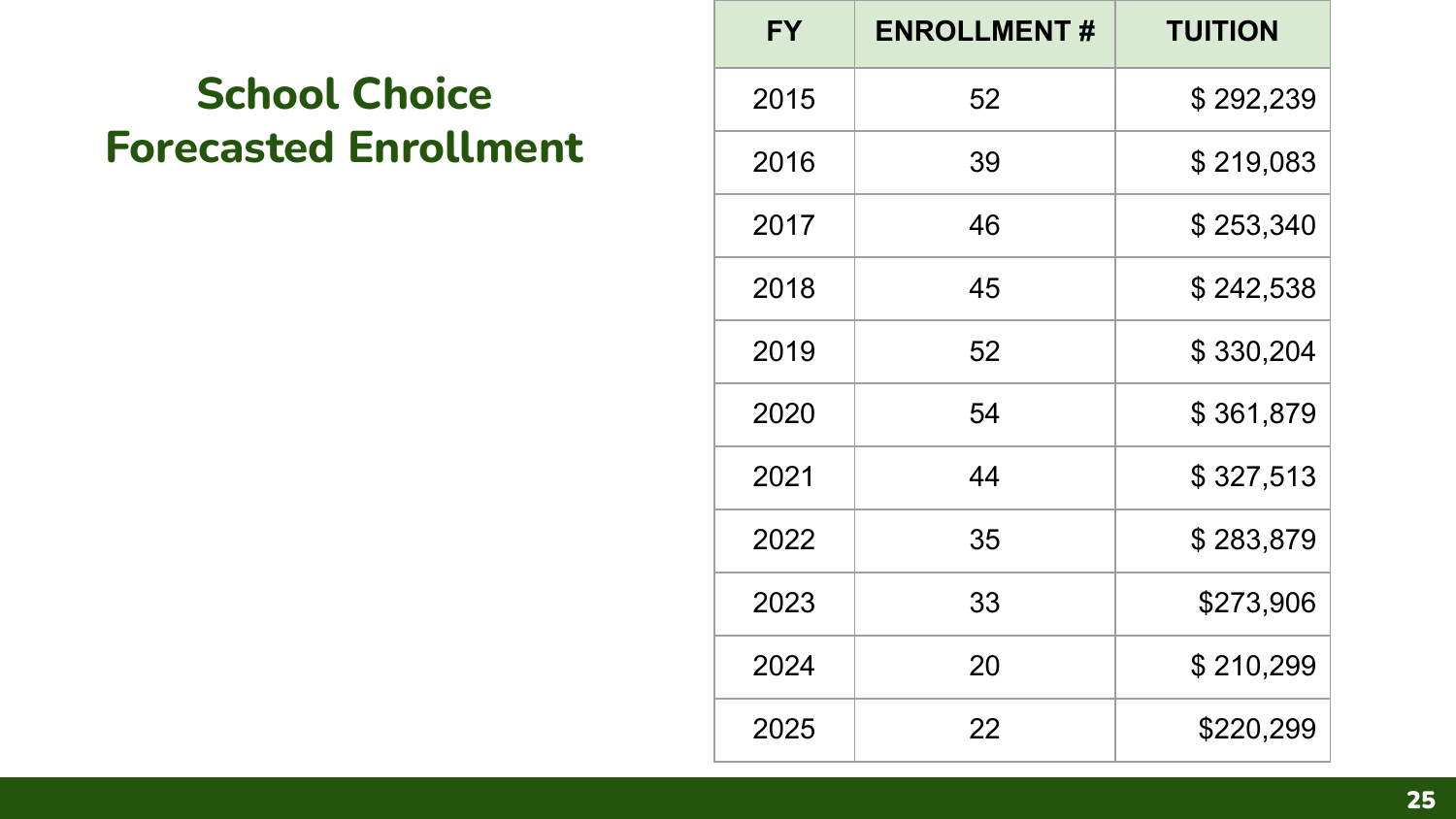# School Choice Forecasted Enrollment

| FY | ENROLLMENT # | TUITION |
|---|---|---|
| 2015 | 52 | $ 292,239 |
| 2016 | 39 | $ 219,083 |
| 2017 | 46 | $ 253,340 |
| 2018 | 45 | $ 242,538 |
| 2019 | 52 | $ 330,204 |
| 2020 | 54 | $ 361,879 |
| 2021 | 44 | $ 327,513 |
| 2022 | 35 | $ 283,879 |
| 2023 | 33 | $273,906 |
| 2024 | 20 | $ 210,299 |
| 2025 | 22 | $220,299 |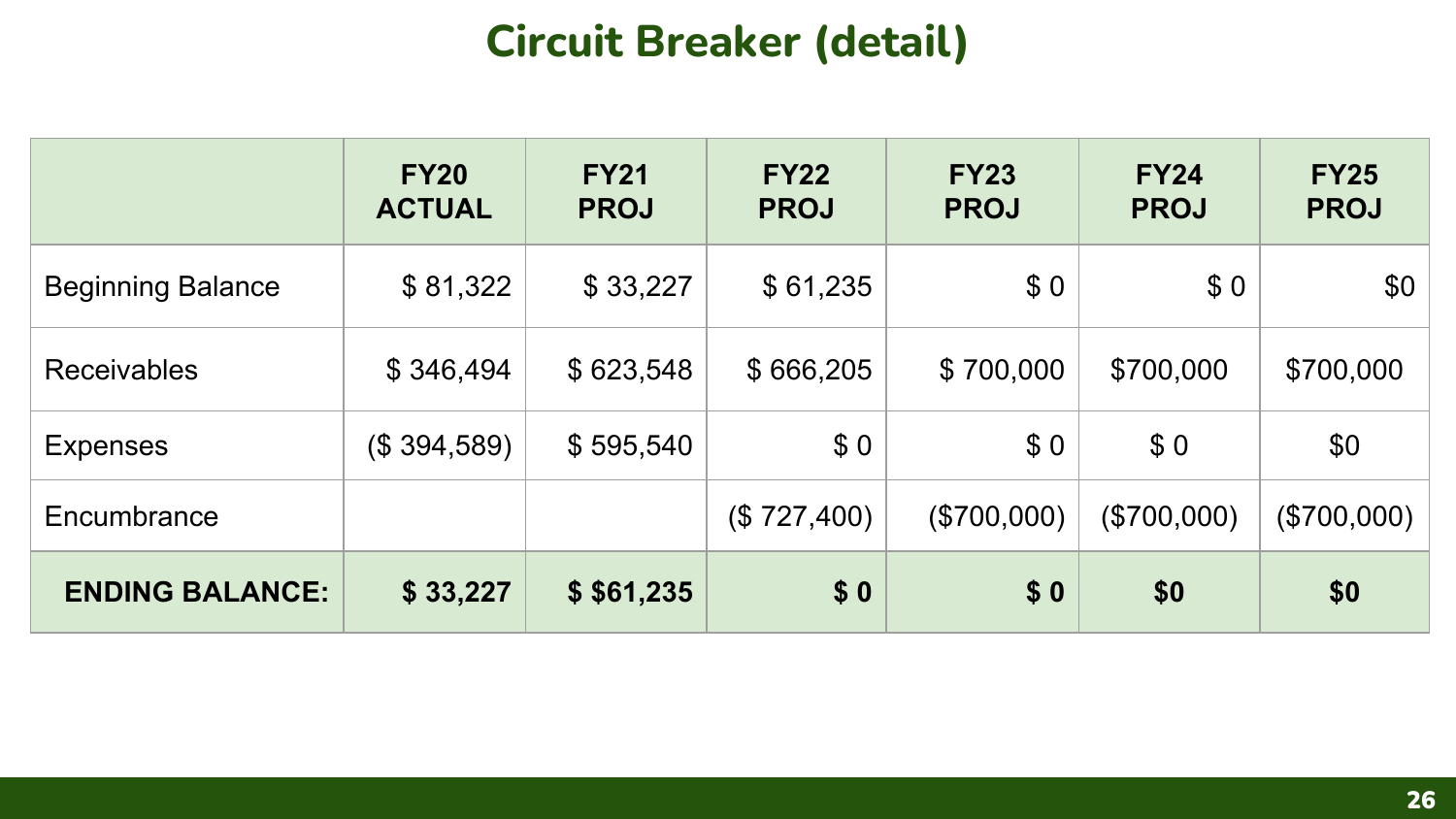# Circuit Breaker (detail)

| | FY20 ACTUAL | FY21 PROJ | FY22 PROJ | FY23 PROJ | FY24 PROJ | FY25 PROJ |
|---|---|---|---|---|---|---|
| Beginning Balance | $ 81,322 | $ 33,227 | $ 61,235 | $ 0 | $ 0 | $0 |
| Receivables | $ 346,494 | $ 623,548 | $ 666,205 | $ 700,000 | $700,000 | $700,000 |
| Expenses | ($ 394,589) | $ 595,540 | $ 0 | $ 0 | $ 0 | $0 |
| Encumbrance | | | ($ 727,400) | ($700,000) | ($700,000) | ($700,000) |
| **ENDING BALANCE:** | **$ 33,227** | **$ $61,235** | **$ 0** | **$ 0** | **$0** | **$0** |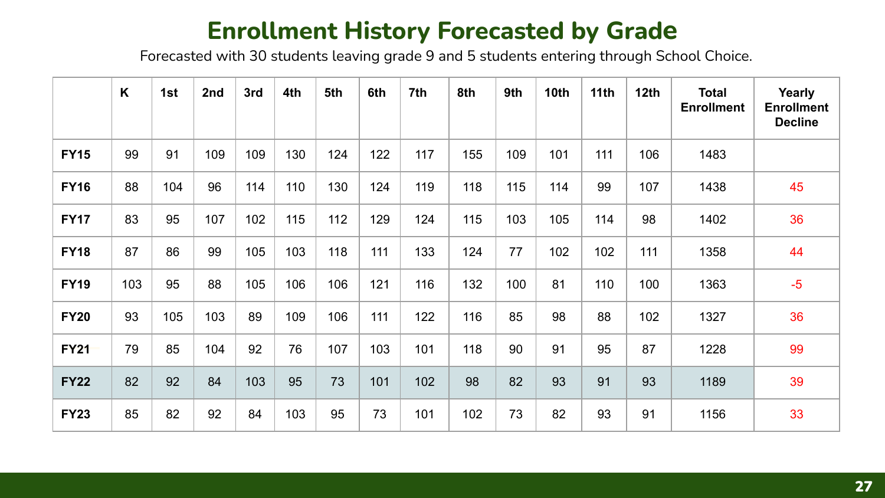# Enrollment History Forecasted by Grade

Forecasted with 30 students leaving grade 9 and 5 students entering through School Choice.

| | K | 1st | 2nd | 3rd | 4th | 5th | 6th | 7th | 8th | 9th | 10th | 11th | 12th | Total Enrollment | Yearly Enrollment Decline |
|---|---|---|---|---|---|---|---|---|---|---|---|---|---|---|---|
| **FY15** | 99 | 91 | 109 | 109 | 130 | 124 | 122 | 117 | 155 | 109 | 101 | 111 | 106 | 1483 | |
| **FY16** | 88 | 104 | 96 | 114 | 110 | 130 | 124 | 119 | 118 | 115 | 114 | 99 | 107 | 1438 | 45 |
| **FY17** | 83 | 95 | 107 | 102 | 115 | 112 | 129 | 124 | 115 | 103 | 105 | 114 | 98 | 1402 | 36 |
| **FY18** | 87 | 86 | 99 | 105 | 103 | 118 | 111 | 133 | 124 | 77 | 102 | 102 | 111 | 1358 | 44 |
| **FY19** | 103 | 95 | 88 | 105 | 106 | 106 | 121 | 116 | 132 | 100 | 81 | 110 | 100 | 1363 | -5 |
| **FY20** | 93 | 105 | 103 | 89 | 109 | 106 | 111 | 122 | 116 | 85 | 98 | 88 | 102 | 1327 | 36 |
| **FY21** | 79 | 85 | 104 | 92 | 76 | 107 | 103 | 101 | 118 | 90 | 91 | 95 | 87 | 1228 | 99 |
| **FY22** | 82 | 92 | 84 | 103 | 95 | 73 | 101 | 102 | 98 | 82 | 93 | 91 | 93 | 1189 | 39 |
| **FY23** | 85 | 82 | 92 | 84 | 103 | 95 | 73 | 101 | 102 | 73 | 82 | 93 | 91 | 1156 | 33 |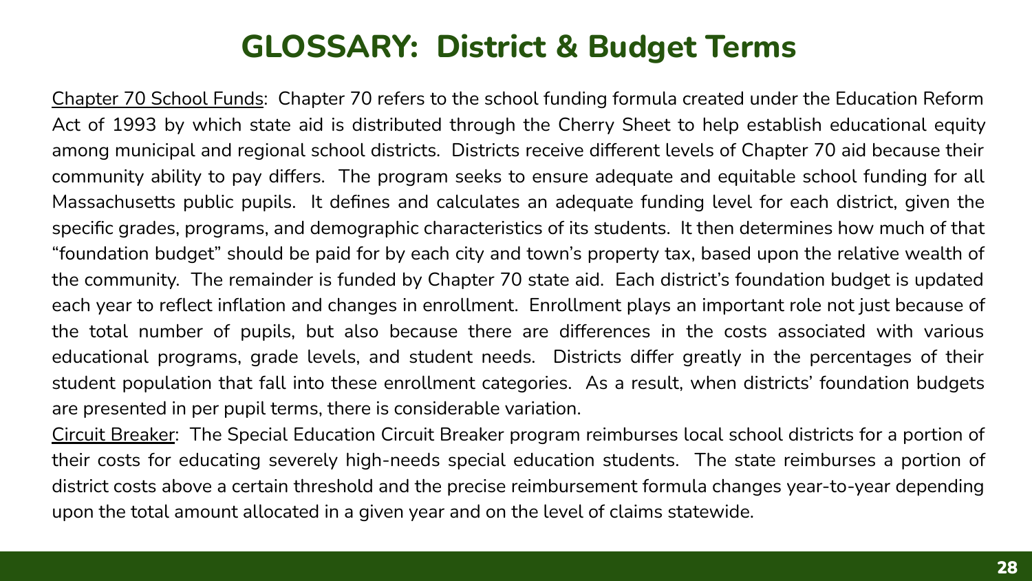# GLOSSARY: District & Budget Terms

Chapter 70 School Funds: Chapter 70 refers to the school funding formula created under the Education Reform Act of 1993 by which state aid is distributed through the Cherry Sheet to help establish educational equity among municipal and regional school districts. Districts receive different levels of Chapter 70 aid because their community ability to pay differs. The program seeks to ensure adequate and equitable school funding for all Massachusetts public pupils. It defines and calculates an adequate funding level for each district, given the specific grades, programs, and demographic characteristics of its students. It then determines how much of that "foundation budget" should be paid for by each city and town's property tax, based upon the relative wealth of the community. The remainder is funded by Chapter 70 state aid. Each district's foundation budget is updated each year to reflect inflation and changes in enrollment. Enrollment plays an important role not just because of the total number of pupils, but also because there are differences in the costs associated with various educational programs, grade levels, and student needs. Districts differ greatly in the percentages of their student population that fall into these enrollment categories. As a result, when districts' foundation budgets are presented in per pupil terms, there is considerable variation.

Circuit Breaker: The Special Education Circuit Breaker program reimburses local school districts for a portion of their costs for educating severely high-needs special education students. The state reimburses a portion of district costs above a certain threshold and the precise reimbursement formula changes year-to-year depending upon the total amount allocated in a given year and on the level of claims statewide.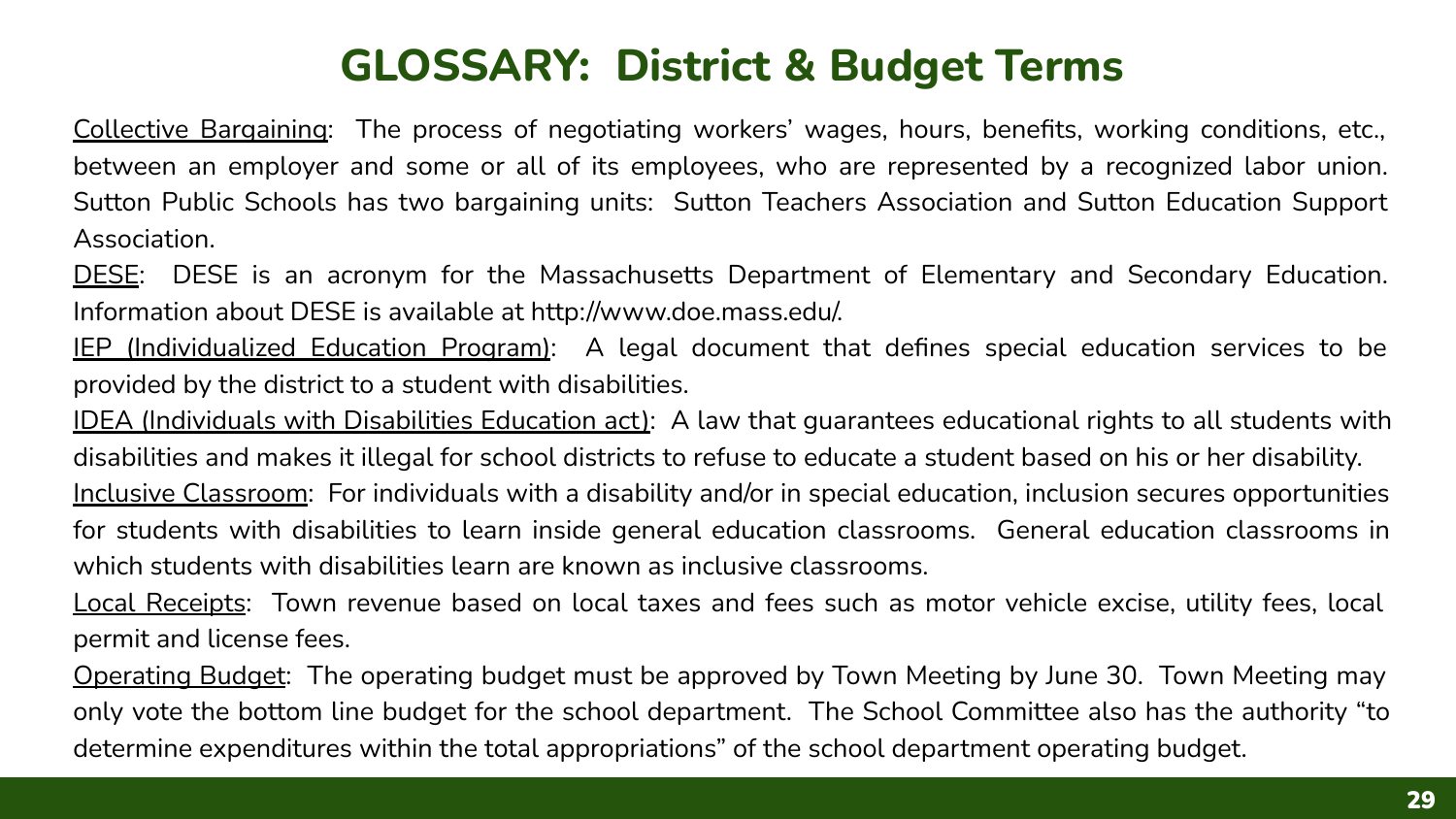# GLOSSARY: District & Budget Terms

Collective Bargaining: The process of negotiating workers' wages, hours, benefits, working conditions, etc., between an employer and some or all of its employees, who are represented by a recognized labor union. Sutton Public Schools has two bargaining units: Sutton Teachers Association and Sutton Education Support Association.

DESE: DESE is an acronym for the Massachusetts Department of Elementary and Secondary Education. Information about DESE is available at http://www.doe.mass.edu/.

IEP (Individualized Education Program): A legal document that defines special education services to be provided by the district to a student with disabilities.

IDEA (Individuals with Disabilities Education act): A law that guarantees educational rights to all students with disabilities and makes it illegal for school districts to refuse to educate a student based on his or her disability.

Inclusive Classroom: For individuals with a disability and/or in special education, inclusion secures opportunities for students with disabilities to learn inside general education classrooms. General education classrooms in which students with disabilities learn are known as inclusive classrooms.

Local Receipts: Town revenue based on local taxes and fees such as motor vehicle excise, utility fees, local permit and license fees.

Operating Budget: The operating budget must be approved by Town Meeting by June 30. Town Meeting may only vote the bottom line budget for the school department. The School Committee also has the authority "to determine expenditures within the total appropriations" of the school department operating budget.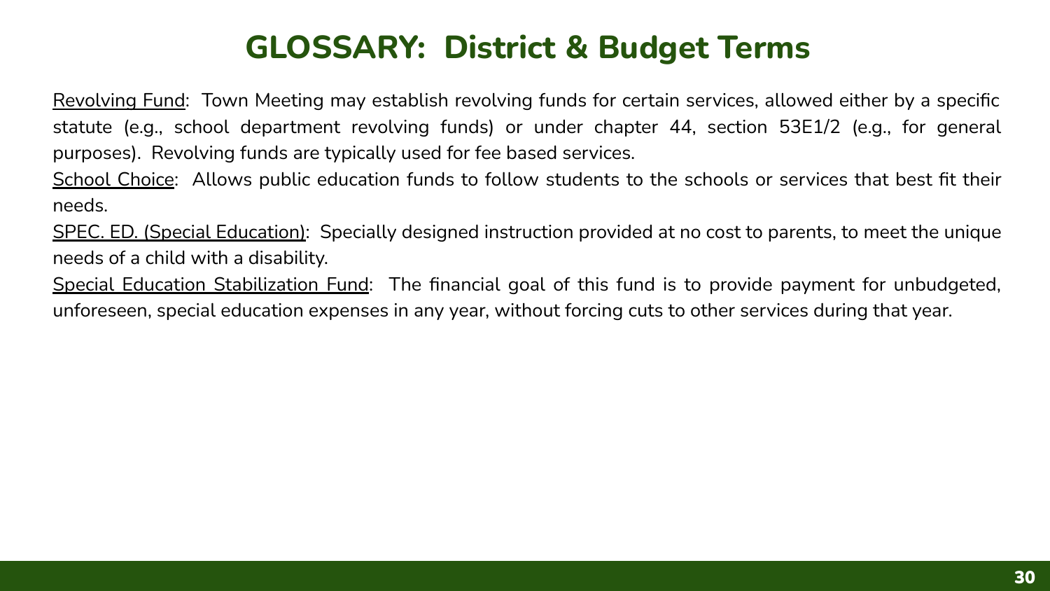# GLOSSARY: District & Budget Terms

Revolving Fund: Town Meeting may establish revolving funds for certain services, allowed either by a specific statute (e.g., school department revolving funds) or under chapter 44, section 53E1/2 (e.g., for general purposes). Revolving funds are typically used for fee based services.

School Choice: Allows public education funds to follow students to the schools or services that best fit their needs.

SPEC. ED. (Special Education): Specially designed instruction provided at no cost to parents, to meet the unique needs of a child with a disability.

Special Education Stabilization Fund: The financial goal of this fund is to provide payment for unbudgeted, unforeseen, special education expenses in any year, without forcing cuts to other services during that year.